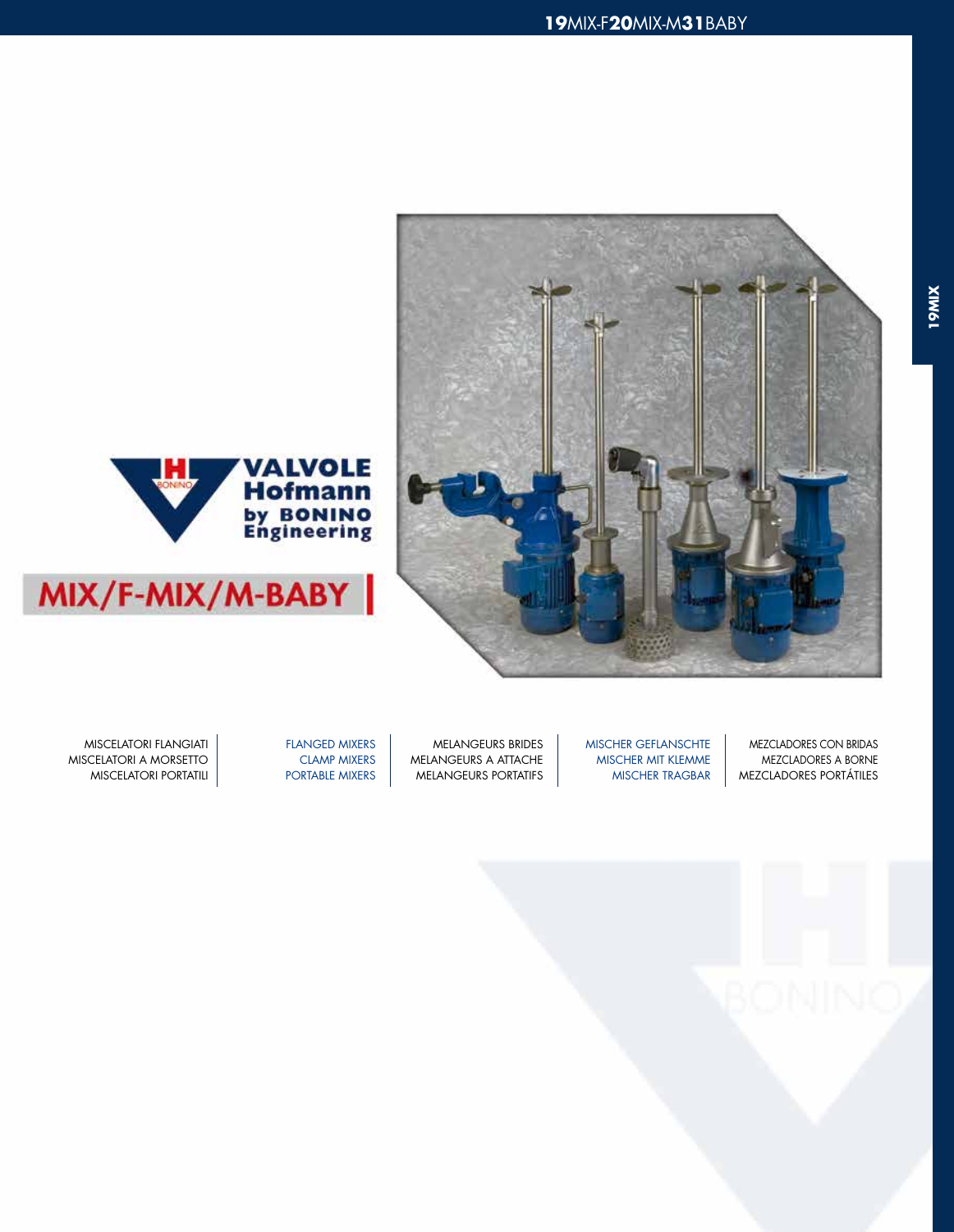VALVOLE Hofmann by BONINO Engineering

# MIX/F-MIX/M-BABY

MISCELATORI FLANGIATI
MISCELATORI A MORSETTO
MISCELATORI PORTATILI

FLANGED MIXERS
CLAMP MIXERS
PORTABLE MIXERS

MELANGEURS BRIDES
MELANGEURS A ATTACHE
MELANGEURS PORTATIFS

MISCHER GEFLANSCHTE
MISCHER MIT KLEMME
MISCHER TRAGBAR

MEZCLADORES CON BRIDAS
MEZCLADORES A BORNE
MEZCLADORES PORTÁTILES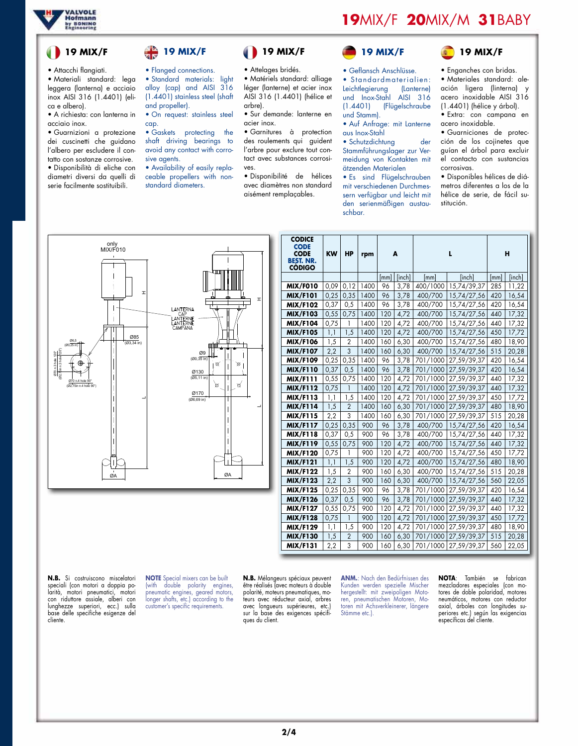# 19MIX/F 20MIX/M 31BABY

## 19 MIX/F

• Attacchi flangiati.
• Materiali standard: lega leggera (lanterna) e acciaio inox AISI 316 (1.4401) (elica e albero).
• A richiesta: con lanterna in acciaio inox.
• Guarnizioni a protezione dei cuscinetti che guidano l'albero per escludere il contatto con sostanze corrosive.
• Disponibilità di eliche con diametri diversi da quelli di serie facilmente sostituibili.

## 19 MIX/F

• Flanged connections.
• Standard materials: light alloy (cap) and AISI 316 (1.4401) stainless steel (shaft and propeller).
• On request: stainless steel cap.
• Gaskets protecting the shaft driving bearings to avoid any contact with corrosive agents.
• Availability of easily replaceable propellers with non-standard diameters.

## 19 MIX/F

• Attelages bridés.
• Matériels standard: alliage léger (lanterne) et acier inox AISI 316 (1.4401) (hélice et arbre).
• Sur demande: lanterne en acier inox.
• Garnitures à protection des roulements qui guident l'arbre pour exclure tout contact avec substances corrosives.
• Disponibilité de hélices avec diamètres non standard aisément remplaçables.

## 19 MIX/F

• Geflansch Anschlüsse.
• Standardmaterialien: Leichtlegierung (Lanterne) und Inox-Stahl AISI 316 (1.4401) (Flügelschraube und Stamm).
• Auf Anfrage: mit Lanterne aus Inox-Stahl
• Schutzdichtung der Stammführungslager zur Vermeidung von Kontakten mit ätzenden Materialen
• Es sind Flügelschrauben mit verschiedenen Durchmessern verfügbar und leicht mit den serienmäßigen austauschbar.

## 19 MIX/F

• Enganches con bridas.
• Materiales standard: aleación ligera (linterna) y acero inoxidable AISI 316 (1.4401) (hélice y árbol).
• Extra: con campana en acero inoxidable.
• Guarniciones de protección de los cojinetes que guían el árbol para excluir el contacto con sustancias corrosivas.
• Disponibles hélices de diámetros diferentes a los de la hélice de serie, de fácil sustitución.

only MIX/F010
H
L
ØA
LANTERNA CAP LANTERNE LANTERNE CAMPANA
Ø85 (Ø3,34 in)
Ø6,5 (Ø0,25 in)
Ø70 n.3 hole 120° (Ø2,75in n.3 hole 120°)
Ø70 n.4 hole 90° (Ø2,75in n.4 hole 90°)
Ø9 (Ø0,35 in)
Ø130 (Ø5,11 in)
Ø170 (Ø6,69 in)

| CODICE CODE CODE BEST. NR. CÓDIGO | KW | HP | rpm | A | | L | | H | |
|---|---|---|---|---|---|---|---|---|---|
| | | | | [mm] | [inch] | [mm] | [inch] | [mm] | [inch] |
| MIX/F010 | 0,09 | 0,12 | 1400 | 96 | 3,78 | 400/1000 | 15,74/39,37 | 285 | 11,22 |
| MIX/F101 | 0,25 | 0,35 | 1400 | 96 | 3,78 | 400/700 | 15,74/27,56 | 420 | 16,54 |
| MIX/F102 | 0,37 | 0,5 | 1400 | 96 | 3,78 | 400/700 | 15,74/27,56 | 420 | 16,54 |
| MIX/F103 | 0,55 | 0,75 | 1400 | 120 | 4,72 | 400/700 | 15,74/27,56 | 440 | 17,32 |
| MIX/F104 | 0,75 | 1 | 1400 | 120 | 4,72 | 400/700 | 15,74/27,56 | 440 | 17,32 |
| MIX/F105 | 1,1 | 1,5 | 1400 | 120 | 4,72 | 400/700 | 15,74/27,56 | 450 | 17,72 |
| MIX/F106 | 1,5 | 2 | 1400 | 160 | 6,30 | 400/700 | 15,74/27,56 | 480 | 18,90 |
| MIX/F107 | 2,2 | 3 | 1400 | 160 | 6,30 | 400/700 | 15,74/27,56 | 515 | 20,28 |
| MIX/F109 | 0,25 | 0,35 | 1400 | 96 | 3,78 | 701/1000 | 27,59/39,37 | 420 | 16,54 |
| MIX/F110 | 0,37 | 0,5 | 1400 | 96 | 3,78 | 701/1000 | 27,59/39,37 | 420 | 16,54 |
| MIX/F111 | 0,55 | 0,75 | 1400 | 120 | 4,72 | 701/1000 | 27,59/39,37 | 440 | 17,32 |
| MIX/F112 | 0,75 | 1 | 1400 | 120 | 4,72 | 701/1000 | 27,59/39,37 | 440 | 17,32 |
| MIX/F113 | 1,1 | 1,5 | 1400 | 120 | 4,72 | 701/1000 | 27,59/39,37 | 450 | 17,72 |
| MIX/F114 | 1,5 | 2 | 1400 | 160 | 6,30 | 701/1000 | 27,59/39,37 | 480 | 18,90 |
| MIX/F115 | 2,2 | 3 | 1400 | 160 | 6,30 | 701/1000 | 27,59/39,37 | 515 | 20,28 |
| MIX/F117 | 0,25 | 0,35 | 900 | 96 | 3,78 | 400/700 | 15,74/27,56 | 420 | 16,54 |
| MIX/F118 | 0,37 | 0,5 | 900 | 96 | 3,78 | 400/700 | 15,74/27,56 | 440 | 17,32 |
| MIX/F119 | 0,55 | 0,75 | 900 | 120 | 4,72 | 400/700 | 15,74/27,56 | 440 | 17,32 |
| MIX/F120 | 0,75 | 1 | 900 | 120 | 4,72 | 400/700 | 15,74/27,56 | 450 | 17,72 |
| MIX/F121 | 1,1 | 1,5 | 900 | 120 | 4,72 | 400/700 | 15,74/27,56 | 480 | 18,90 |
| MIX/F122 | 1,5 | 2 | 900 | 160 | 6,30 | 400/700 | 15,74/27,56 | 515 | 20,28 |
| MIX/F123 | 2,2 | 3 | 900 | 160 | 6,30 | 400/700 | 15,74/27,56 | 560 | 22,05 |
| MIX/F125 | 0,25 | 0,35 | 900 | 96 | 3,78 | 701/1000 | 27,59/39,37 | 420 | 16,54 |
| MIX/F126 | 0,37 | 0,5 | 900 | 96 | 3,78 | 701/1000 | 27,59/39,37 | 440 | 17,32 |
| MIX/F127 | 0,55 | 0,75 | 900 | 120 | 4,72 | 701/1000 | 27,59/39,37 | 440 | 17,32 |
| MIX/F128 | 0,75 | 1 | 900 | 120 | 4,72 | 701/1000 | 27,59/39,37 | 450 | 17,72 |
| MIX/F129 | 1,1 | 1,5 | 900 | 120 | 4,72 | 701/1000 | 27,59/39,37 | 480 | 18,90 |
| MIX/F130 | 1,5 | 2 | 900 | 160 | 6,30 | 701/1000 | 27,59/39,37 | 515 | 20,28 |
| MIX/F131 | 2,2 | 3 | 900 | 160 | 6,30 | 701/1000 | 27,59/39,37 | 560 | 22,05 |

**N.B.** Si costruiscono miscelatori speciali (con motori a doppia polarità, motori pneumatici, motori con riduttore assiale, alberi con lunghezze superiori, ecc.) sulla base delle specifiche esigenze del cliente.

**NOTE** Special mixers can be built (with double polarity engines, pneumatic engines, geared motors, longer shafts, etc.) according to the customer's specific requirements.

**N.B.** Mélangeurs spéciaux peuvent être réalisés (avec moteurs à double polarité, moteurs pneumatiques, moteurs avec réducteur axial, arbres avec longueurs supérieures, etc.) sur la base des exigences spécifiques du client.

**ANM.**: Nach den Bedürfnissen des Kunden werden speziele Mischer hergestellt: mit zweipoligen Motoren, pneumatischen Motoren, Motoren mit Achsverkleinerer, längere Stämme etc.).

**NOTA**: También se fabrican mezcladores especiales (con motores de doble polaridad, motores neumáticos, motores con reductor axial, árboles con longitudes superiores etc.) según las exigencias específicas del cliente.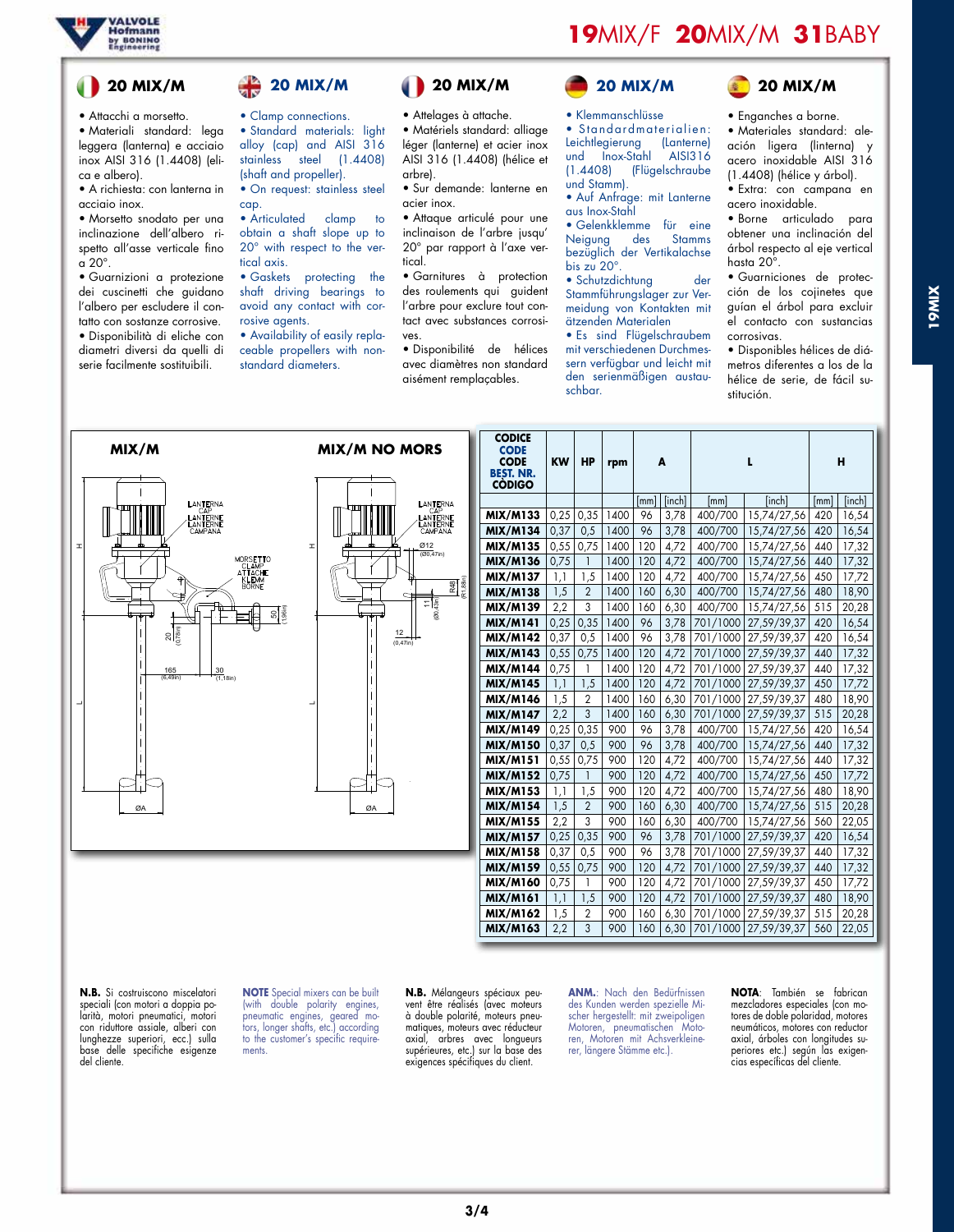# 19MIX/F 20MIX/M 31BABY

## 20 MIX/M

• Attacchi a morsetto.
• Materiali standard: lega leggera (lanterna) e acciaio inox AISI 316 (1.4408) (elica e albero).
• A richiesta: con lanterna in acciaio inox.
• Morsetto snodato per una inclinazione dell'albero rispetto all'asse verticale fino a 20°.
• Guarnizioni a protezione dei cuscinetti che guidano l'albero per escludere il contatto con sostanze corrosive.
• Disponibilità di eliche con diametri diversi da quelli di serie facilmente sostituibili.

## 20 MIX/M

• Clamp connections.
• Standard materials: light alloy (cap) and AISI 316 stainless steel (1.4408) (shaft and propeller).
• On request: stainless steel cap.
• Articulated clamp to obtain a shaft slope up to 20° with respect to the vertical axis.
• Gaskets protecting the shaft driving bearings to avoid any contact with corrosive agents.
• Availability of easily replaceable propellers with non-standard diameters.

## 20 MIX/M

• Attelages à attache.
• Matériels standard: alliage léger (lanterne) et acier inox AISI 316 (1.4408) (hélice et arbre).
• Sur demande: lanterne en acier inox.
• Attaque articulé pour une inclinaison de l'arbre jusqu' 20° par rapport à l'axe vertical.
• Garnitures à protection des roulements qui guident l'arbre pour exclure tout contact avec substances corrosives.
• Disponibilité de hélices avec diamètres non standard aisément remplaçables.

## 20 MIX/M

• Klemmanschlüsse
• Standardmaterialien: Leichtlegierung (Lanterne) und Inox-Stahl AISI316 (1.4408) (Flügelschraube und Stamm).
• Auf Anfrage: mit Lanterne aus Inox-Stahl
• Gelenkklemme für eine Neigung des Stamms bezüglich der Vertikalachse bis zu 20°.
• Schutzdichtung der Stammführungslager zur Vermeidung von Kontakten mit ätzenden Materialen
• Es sind Flügelschraubem mit verschiedenen Durchmessern verfügbar und leicht mit den serienmäßigen austauschbar.

## 20 MIX/M

• Enganches a borne.
• Materiales standard: aleación ligera (linterna) y acero inoxidable AISI 316 (1.4408) (hélice y árbol).
• Extra: con campana en acero inoxidable.
• Borne articulado para obtener una inclinación del árbol respecto al eje vertical hasta 20°.
• Guarniciones de protección de los cojinetes que guían el árbol para excluir el contacto con sustancias corrosivas.
• Disponibles hélices de diámetros diferentes a los de la hélice de serie, de fácil sustitución.

MIX/M

LANTERNA / CAP / LANTERNE / LANTERNE / CAMPANA

MORSETTO / CLAMP / ATTACHE / KLEMM / BORNE

H, L, 50 (1,96in), 20 (0,78in), 165 (6,49in), 30 (1,18in), ØA

MIX/M NO MORS

LANTERNA / CAP / LANTERNE / LANTERNE / CAMPANA

Ø12 (Ø0,47in), R48 (R1,88in), 11 (Ø0,43in), 12 (0,47in), H, L, ØA

| CODICE / CODE / CODE / BEST. NR. / CÓDIGO | KW | HP | rpm | A | | L | | H | |
|---|---|---|---|---|---|---|---|---|---|
| | | | | [mm] | [inch] | [mm] | [inch] | [mm] | [inch] |
| **MIX/M133** | 0,25 | 0,35 | 1400 | 96 | 3,78 | 400/700 | 15,74/27,56 | 420 | 16,54 |
| **MIX/M134** | 0,37 | 0,5 | 1400 | 96 | 3,78 | 400/700 | 15,74/27,56 | 420 | 16,54 |
| **MIX/M135** | 0,55 | 0,75 | 1400 | 120 | 4,72 | 400/700 | 15,74/27,56 | 440 | 17,32 |
| **MIX/M136** | 0,75 | 1 | 1400 | 120 | 4,72 | 400/700 | 15,74/27,56 | 440 | 17,32 |
| **MIX/M137** | 1,1 | 1,5 | 1400 | 120 | 4,72 | 400/700 | 15,74/27,56 | 450 | 17,72 |
| **MIX/M138** | 1,5 | 2 | 1400 | 160 | 6,30 | 400/700 | 15,74/27,56 | 480 | 18,90 |
| **MIX/M139** | 2,2 | 3 | 1400 | 160 | 6,30 | 400/700 | 15,74/27,56 | 515 | 20,28 |
| **MIX/M141** | 0,25 | 0,35 | 1400 | 96 | 3,78 | 701/1000 | 27,59/39,37 | 420 | 16,54 |
| **MIX/M142** | 0,37 | 0,5 | 1400 | 96 | 3,78 | 701/1000 | 27,59/39,37 | 420 | 16,54 |
| **MIX/M143** | 0,55 | 0,75 | 1400 | 120 | 4,72 | 701/1000 | 27,59/39,37 | 440 | 17,32 |
| **MIX/M144** | 0,75 | 1 | 1400 | 120 | 4,72 | 701/1000 | 27,59/39,37 | 440 | 17,32 |
| **MIX/M145** | 1,1 | 1,5 | 1400 | 120 | 4,72 | 701/1000 | 27,59/39,37 | 450 | 17,72 |
| **MIX/M146** | 1,5 | 2 | 1400 | 160 | 6,30 | 701/1000 | 27,59/39,37 | 480 | 18,90 |
| **MIX/M147** | 2,2 | 3 | 1400 | 160 | 6,30 | 701/1000 | 27,59/39,37 | 515 | 20,28 |
| **MIX/M149** | 0,25 | 0,35 | 900 | 96 | 3,78 | 400/700 | 15,74/27,56 | 420 | 16,54 |
| **MIX/M150** | 0,37 | 0,5 | 900 | 96 | 3,78 | 400/700 | 15,74/27,56 | 440 | 17,32 |
| **MIX/M151** | 0,55 | 0,75 | 900 | 120 | 4,72 | 400/700 | 15,74/27,56 | 440 | 17,32 |
| **MIX/M152** | 0,75 | 1 | 900 | 120 | 4,72 | 400/700 | 15,74/27,56 | 450 | 17,72 |
| **MIX/M153** | 1,1 | 1,5 | 900 | 120 | 4,72 | 400/700 | 15,74/27,56 | 480 | 18,90 |
| **MIX/M154** | 1,5 | 2 | 900 | 160 | 6,30 | 400/700 | 15,74/27,56 | 515 | 20,28 |
| **MIX/M155** | 2,2 | 3 | 900 | 160 | 6,30 | 400/700 | 15,74/27,56 | 560 | 22,05 |
| **MIX/M157** | 0,25 | 0,35 | 900 | 96 | 3,78 | 701/1000 | 27,59/39,37 | 420 | 16,54 |
| **MIX/M158** | 0,37 | 0,5 | 900 | 96 | 3,78 | 701/1000 | 27,59/39,37 | 440 | 17,32 |
| **MIX/M159** | 0,55 | 0,75 | 900 | 120 | 4,72 | 701/1000 | 27,59/39,37 | 440 | 17,32 |
| **MIX/M160** | 0,75 | 1 | 900 | 120 | 4,72 | 701/1000 | 27,59/39,37 | 450 | 17,72 |
| **MIX/M161** | 1,1 | 1,5 | 900 | 120 | 4,72 | 701/1000 | 27,59/39,37 | 480 | 18,90 |
| **MIX/M162** | 1,5 | 2 | 900 | 160 | 6,30 | 701/1000 | 27,59/39,37 | 515 | 20,28 |
| **MIX/M163** | 2,2 | 3 | 900 | 160 | 6,30 | 701/1000 | 27,59/39,37 | 560 | 22,05 |

**N.B.** Si costruiscono miscelatori speciali (con motori a doppia polarità, motori pneumatici, motori con riduttore assiale, alberi con lunghezze superiori, ecc.) sulla base delle specifiche esigenze del cliente.

**NOTE** Special mixers can be built (with double polarity engines, pneumatic engines, geared motors, longer shafts, etc.) according to the customer's specific requirements.

**N.B.** Mélangeurs spéciaux peuvent être réalisés (avec moteurs à double polarité, moteurs pneumatiques, moteurs avec réducteur axial, arbres avec longueurs supérieures, etc.) sur la base des exigences spécifiques du client.

**ANM.**: Nach den Bedürfnissen des Kunden werden spezielle Mischer hergestellt: mit zweipoligen Motoren, pneumatischen Motoren, Motoren mit Achsverkleinerer, längere Stämme etc.).

**NOTA**: También se fabrican mezcladores especiales (con motores de doble polaridad, motores neumáticos, motores con reductor axial, árboles con longitudes superiores etc.) según las exigencias específicas del cliente.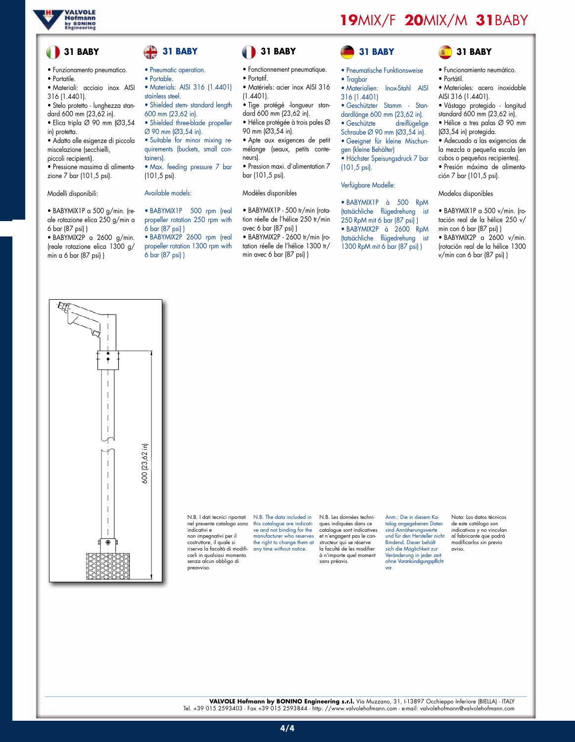# 19MIX/F 20MIX/M 31BABY

## 31 BABY

- Funzionamento pneumatico.
- Portatile.
- Materiali: acciaio inox AISI 316 (1.4401).
- Stelo protetto - lunghezza standard 600 mm (23,62 in).
- Elica tripla Ø 90 mm (Ø3,54 in) protetta.
- Adatto alle esigenze di piccola miscelazione (secchielli, piccoli recipienti).
- Pressione massima di alimentazione 7 bar (101,5 psi).

Modelli disponibili:

- BABYMIX1P a 500 g/min. (reale rotazione elica 250 g/min a 6 bar (87 psi) )
- BABYMIX2P a 2600 g/min. (reale rotazione elica 1300 g/min a 6 bar (87 psi) )

## 31 BABY

- Pneumatic operation.
- Portable.
- Materials: AISI 316 (1.4401) stainless steel.
- Shielded stem- standard length 600 mm (23,62 in).
- Shielded three-blade propeller Ø 90 mm (Ø3,54 in).
- Suitable for minor mixing requirements (buckets, small containers).
- Max. feeding pressure 7 bar (101,5 psi).

Available models:

- BABYMIX1P 500 rpm (real propeller rotation 250 rpm with 6 bar (87 psi) )
- BABYMIX2P 2600 rpm (real propeller rotation 1300 rpm with 6 bar (87 psi) )

## 31 BABY

- Fonctionnement pneumatique.
- Portatif.
- Matériels: acier inox AISI 316 (1.4401).
- Tige protégé -longueur standard 600 mm (23,62 in).
- Hélice protégée à trois pales Ø 90 mm (Ø3,54 in).
- Apte aux exigences de petit mélange (seaux, petits conteneurs).
- Pression maxi. d'alimentation 7 bar (101,5 psi).

Modèles disponibles

- BABYMIX1P - 500 tr/min (rotation réelle de l'hélice 250 tr/min avec 6 bar (87 psi) )
- BABYMIX2P - 2600 tr/min (rotation réelle de l'hélice 1300 tr/min avec 6 bar (87 psi) )

## 31 BABY

- Pneumatische Funktionsweise
- Tragbar
- Materialien: Inox-Stahl AISI 316 (1.4401)
- Geschützter Stamm - Standardlänge 600 mm (23,62 in).
- Geschützte dreiflügelige Schraube Ø 90 mm (Ø3,54 in).
- Geeignet für kleine Mischungen (kleine Behälter)
- Höchster Speisungsdruck 7 bar (101,5 psi).

Verfügbare Modelle:

- BABYMIX1P à 500 RpM (tatsächliche flügedrehung ist 250 RpM mit 6 bar (87 psi) )
- BABYMIX2P à 2600 RpM (tatsächliche flügedrehung ist 1300 RpM mit 6 bar (87 psi) )

## 31 BABY

- Funcionamiento neumático.
- Portátil.
- Materiales: acero inoxidable AISI 316 (1.4401).
- Vástago protegido - longitud standard 600 mm (23,62 in).
- Hélice a tres palas Ø 90 mm (Ø3,54 in) protegida.
- Adecuado a las exigencias de la mezcla a pequeña escala (en cubos o pequeños recipientes).
- Presión máxima de alimentación 7 bar (101,5 psi).

Modelos disponibles

- BABYMIX1P a 500 v/min. (rotación real de la hélice 250 v/min con 6 bar (87 psi) )
- BABYMIX2P a 2600 v/min. (rotación real de la hélice 1300 v/min con 6 bar (87 psi) )

600 [23,62 in]

N.B. I dati tecnici riportati nel presente catalogo sono indicativi e non impegnativi per il costruttore, il quale si riserva la facoltà di modificarli in qualsiasi momento senza alcun obbligo di preavviso.

N.B. The data included in this catalogue are indicative and not binding for the manufacturer who reserves the right to change them at any time without notice.

N.B. Les données techniques indiquées dans ce catalogue sont indicatives et n'engagent pas le constructeur qui se réserve la faculté de les modifier à n'importe quel moment sans préavis.

Anm.: Die in diesem Katalog angegebenen Daten sind Annäherungswerte und für den Hersteller nicht Bindend. Dieser behält sich die Möglichkeit zur Veränderung in jeder zeit ohne Vorankündigungspflicht vor.

Nota: Los datos técnicos de este catálogo son indicativos y no vinculan al fabricante que podrá modificarlos sin previo aviso.

**VALVOLE Hofmann by BONINO Engineering s.r.l.** Via Muzzano, 31, I-13897 Occhieppo Inferiore (BIELLA) - ITALY
Tel. +39 015 2593403 - Fax +39 015 2593844 - http: //www.valvolehofmann.com - e-mail: valvolehofmann@valvolehofmann.com